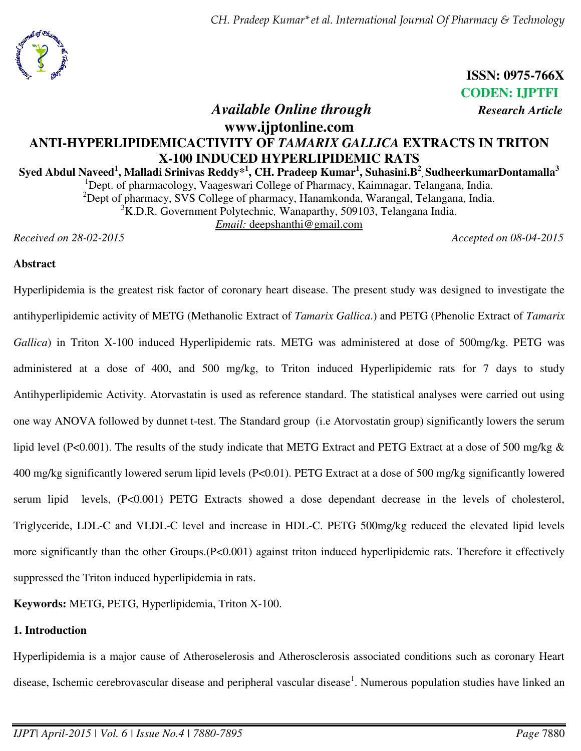**ISSN: 0975-766X**
**CODEN: IJPTFI**

*Available Online through* ***Research Article***
**www.ijptonline.com**

# ANTI-HYPERLIPIDEMICACTIVITY OF *TAMARIX GALLICA* EXTRACTS IN TRITON X-100 INDUCED HYPERLIPIDEMIC RATS

**Syed Abdul Naveed[1], Malladi Srinivas Reddy*[1], CH. Pradeep Kumar[1], Suhasini.B[2], SudheerkumarDontamalla[3]**

[1]Dept. of pharmacology, Vaageswari College of Pharmacy, Kaimnagar, Telangana, India.
[2]Dept of pharmacy, SVS College of pharmacy, Hanamkonda, Warangal, Telangana, India.
[3]K.D.R. Government Polytechnic, Wanaparthy, 509103, Telangana India.
*Email:* deepshanthi@gmail.com

*Received on 28-02-2015* *Accepted on 08-04-2015*

**Abstract**

Hyperlipidemia is the greatest risk factor of coronary heart disease. The present study was designed to investigate the antihyperlipidemic activity of METG (Methanolic Extract of *Tamarix Gallica.*) and PETG (Phenolic Extract of *Tamarix Gallica*) in Triton X-100 induced Hyperlipidemic rats. METG was administered at dose of 500mg/kg. PETG was administered at a dose of 400, and 500 mg/kg, to Triton induced Hyperlipidemic rats for 7 days to study Antihyperlipidemic Activity. Atorvastatin is used as reference standard. The statistical analyses were carried out using one way ANOVA followed by dunnet t-test. The Standard group (i.e Atorvostatin group) significantly lowers the serum lipid level (P<0.001). The results of the study indicate that METG Extract and PETG Extract at a dose of 500 mg/kg & 400 mg/kg significantly lowered serum lipid levels (P<0.01). PETG Extract at a dose of 500 mg/kg significantly lowered serum lipid levels, (P<0.001) PETG Extracts showed a dose dependant decrease in the levels of cholesterol, Triglyceride, LDL-C and VLDL-C level and increase in HDL-C. PETG 500mg/kg reduced the elevated lipid levels more significantly than the other Groups.(P<0.001) against triton induced hyperlipidemic rats. Therefore it effectively suppressed the Triton induced hyperlipidemia in rats.

**Keywords:** METG, PETG, Hyperlipidemia, Triton X-100.

## 1. Introduction

Hyperlipidemia is a major cause of Atheroselerosis and Atherosclerosis associated conditions such as coronary Heart disease, Ischemic cerebrovascular disease and peripheral vascular disease[1]. Numerous population studies have linked an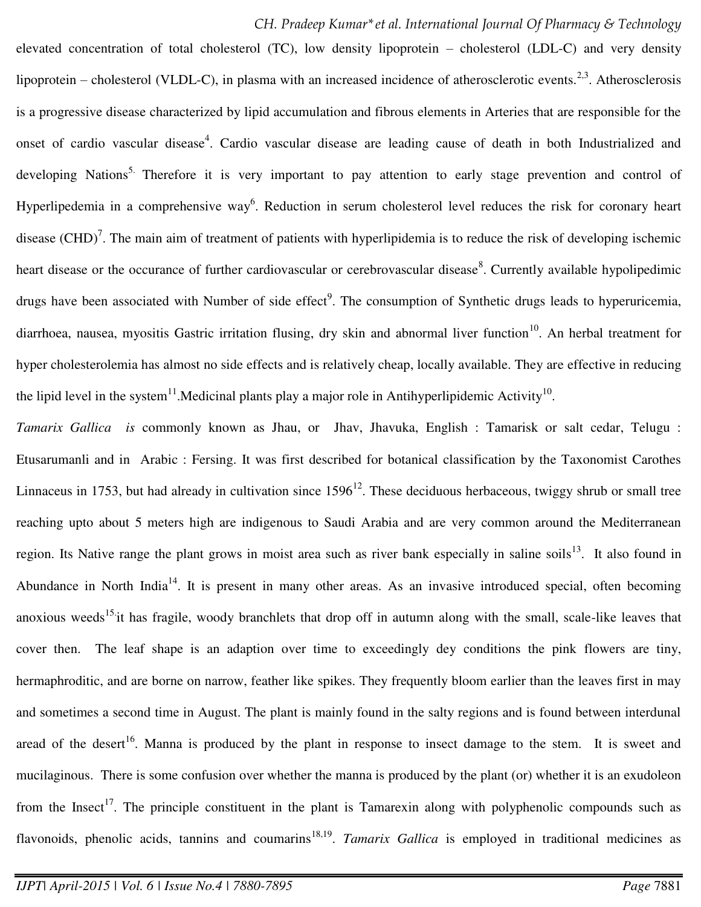elevated concentration of total cholesterol (TC), low density lipoprotein – cholesterol (LDL-C) and very density lipoprotein – cholesterol (VLDL-C), in plasma with an increased incidence of atherosclerotic events.[2,3]. Atherosclerosis is a progressive disease characterized by lipid accumulation and fibrous elements in Arteries that are responsible for the onset of cardio vascular disease[4]. Cardio vascular disease are leading cause of death in both Industrialized and developing Nations[5.] Therefore it is very important to pay attention to early stage prevention and control of Hyperlipedemia in a comprehensive way[6]. Reduction in serum cholesterol level reduces the risk for coronary heart disease (CHD)[7]. The main aim of treatment of patients with hyperlipidemia is to reduce the risk of developing ischemic heart disease or the occurance of further cardiovascular or cerebrovascular disease[8]. Currently available hypolipedimic drugs have been associated with Number of side effect[9]. The consumption of Synthetic drugs leads to hyperuricemia, diarrhoea, nausea, myositis Gastric irritation flusing, dry skin and abnormal liver function[10]. An herbal treatment for hyper cholesterolemia has almost no side effects and is relatively cheap, locally available. They are effective in reducing the lipid level in the system[11].Medicinal plants play a major role in Antihyperlipidemic Activity[10].

*Tamarix Gallica is* commonly known as Jhau, or Jhav, Jhavuka, English : Tamarisk or salt cedar, Telugu : Etusarumanli and in Arabic : Fersing. It was first described for botanical classification by the Taxonomist Carothes Linnaceus in 1753, but had already in cultivation since 1596[12]. These deciduous herbaceous, twiggy shrub or small tree reaching upto about 5 meters high are indigenous to Saudi Arabia and are very common around the Mediterranean region. Its Native range the plant grows in moist area such as river bank especially in saline soils[13]. It also found in Abundance in North India[14]. It is present in many other areas. As an invasive introduced special, often becoming anoxious weeds[15.]it has fragile, woody branchlets that drop off in autumn along with the small, scale-like leaves that cover then. The leaf shape is an adaption over time to exceedingly dey conditions the pink flowers are tiny, hermaphroditic, and are borne on narrow, feather like spikes. They frequently bloom earlier than the leaves first in may and sometimes a second time in August. The plant is mainly found in the salty regions and is found between interdunal aread of the desert[16]. Manna is produced by the plant in response to insect damage to the stem. It is sweet and mucilaginous. There is some confusion over whether the manna is produced by the plant (or) whether it is an exudoleon from the Insect[17]. The principle constituent in the plant is Tamarexin along with polyphenolic compounds such as flavonoids, phenolic acids, tannins and coumarins[18,19]. *Tamarix Gallica* is employed in traditional medicines as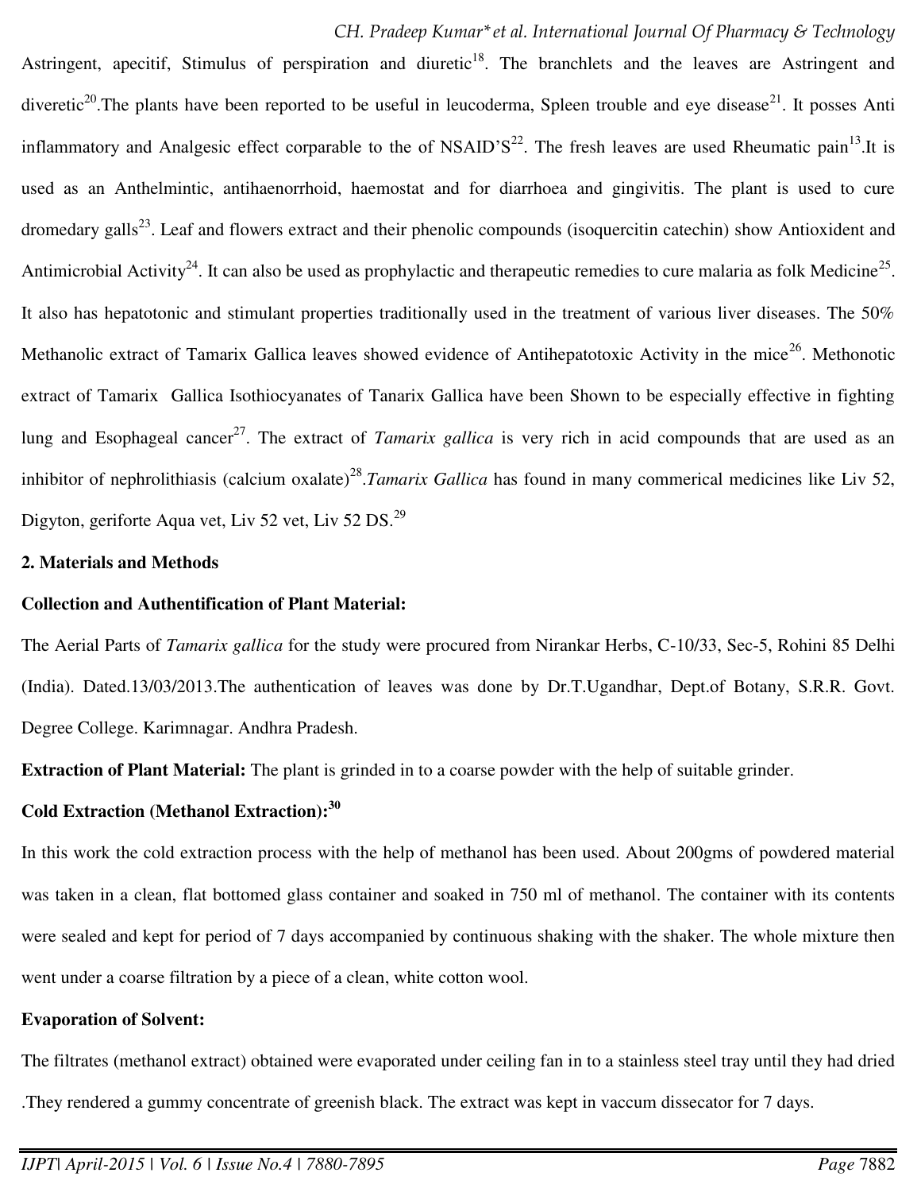Astringent, apecitif, Stimulus of perspiration and diuretic[18]. The branchlets and the leaves are Astringent and diveretic[20].The plants have been reported to be useful in leucoderma, Spleen trouble and eye disease[21]. It posses Anti inflammatory and Analgesic effect corparable to the of NSAID'S[22]. The fresh leaves are used Rheumatic pain[13].It is used as an Anthelmintic, antihaenorrhoid, haemostat and for diarrhoea and gingivitis. The plant is used to cure dromedary galls[23]. Leaf and flowers extract and their phenolic compounds (isoquercitin catechin) show Antioxident and Antimicrobial Activity[24]. It can also be used as prophylactic and therapeutic remedies to cure malaria as folk Medicine[25]. It also has hepatotonic and stimulant properties traditionally used in the treatment of various liver diseases. The 50% Methanolic extract of Tamarix Gallica leaves showed evidence of Antihepatotoxic Activity in the mice[26]. Methonotic extract of Tamarix Gallica Isothiocyanates of Tanarix Gallica have been Shown to be especially effective in fighting lung and Esophageal cancer[27]. The extract of *Tamarix gallica* is very rich in acid compounds that are used as an inhibitor of nephrolithiasis (calcium oxalate)[28].*Tamarix Gallica* has found in many commerical medicines like Liv 52, Digyton, geriforte Aqua vet, Liv 52 vet, Liv 52 DS.[29]

## 2. Materials and Methods

**Collection and Authentification of Plant Material:**

The Aerial Parts of *Tamarix gallica* for the study were procured from Nirankar Herbs, C-10/33, Sec-5, Rohini 85 Delhi (India). Dated.13/03/2013.The authentication of leaves was done by Dr.T.Ugandhar, Dept.of Botany, S.R.R. Govt. Degree College. Karimnagar. Andhra Pradesh.

**Extraction of Plant Material:** The plant is grinded in to a coarse powder with the help of suitable grinder.

**Cold Extraction (Methanol Extraction):[30]**

In this work the cold extraction process with the help of methanol has been used. About 200gms of powdered material was taken in a clean, flat bottomed glass container and soaked in 750 ml of methanol. The container with its contents were sealed and kept for period of 7 days accompanied by continuous shaking with the shaker. The whole mixture then went under a coarse filtration by a piece of a clean, white cotton wool.

**Evaporation of Solvent:**

The filtrates (methanol extract) obtained were evaporated under ceiling fan in to a stainless steel tray until they had dried .They rendered a gummy concentrate of greenish black. The extract was kept in vaccum dissecator for 7 days.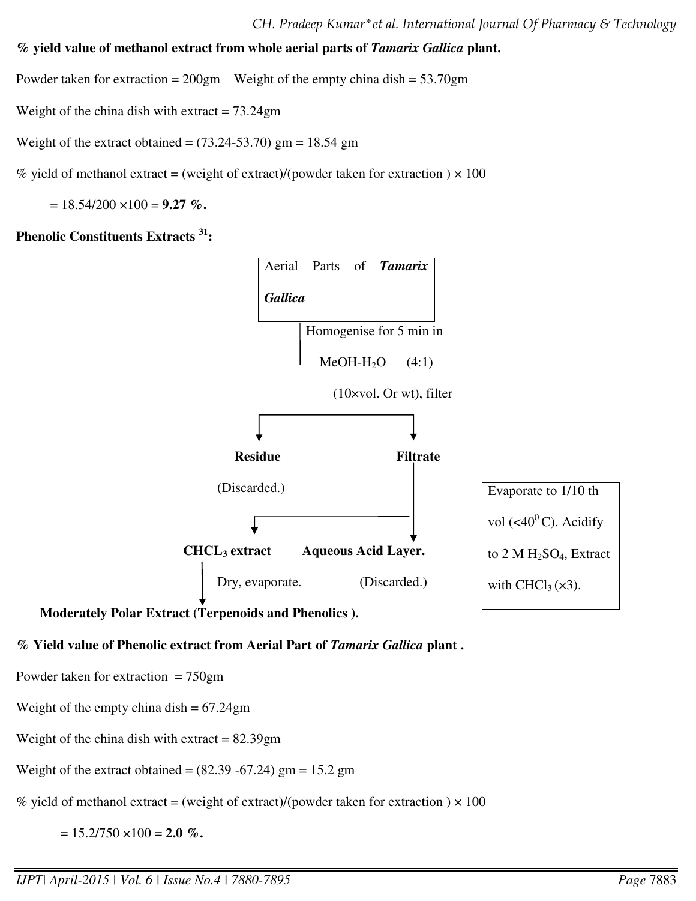**% yield value of methanol extract from whole aerial parts of *Tamarix Gallica* plant.**

Powder taken for extraction = 200gm    Weight of the empty china dish = 53.70gm

Weight of the china dish with extract = 73.24gm

Weight of the extract obtained = (73.24-53.70) gm = 18.54 gm

% yield of methanol extract = (weight of extract)/(powder taken for extraction ) × 100

= 18.54/200 ×100 = **9.27 %.**

**Phenolic Constituents Extracts [31]:**

Aerial Parts of ***Tamarix Gallica***

↓ Homogenise for 5 min in $MeOH$-$H_2O$ (4:1) (10×vol. Or wt), filter

→ **Residue** (Discarded.)

→ **Filtrate**

Evaporate to 1/10 th vol (<$40^0$ C). Acidify to 2 M $H_2SO_4$, Extract with $CHCl_3$ (×3).

→ **$CHCL_3$ extract** — Dry, evaporate.

→ **Aqueous Acid Layer.** (Discarded.)

↓

**Moderately Polar Extract (Terpenoids and Phenolics ).**

**% Yield value of Phenolic extract from Aerial Part of *Tamarix Gallica* plant .**

Powder taken for extraction = 750gm

Weight of the empty china dish = 67.24gm

Weight of the china dish with extract = 82.39gm

Weight of the extract obtained = (82.39 -67.24) gm = 15.2 gm

% yield of methanol extract = (weight of extract)/(powder taken for extraction ) × 100

= 15.2/750 ×100 = **2.0 %.**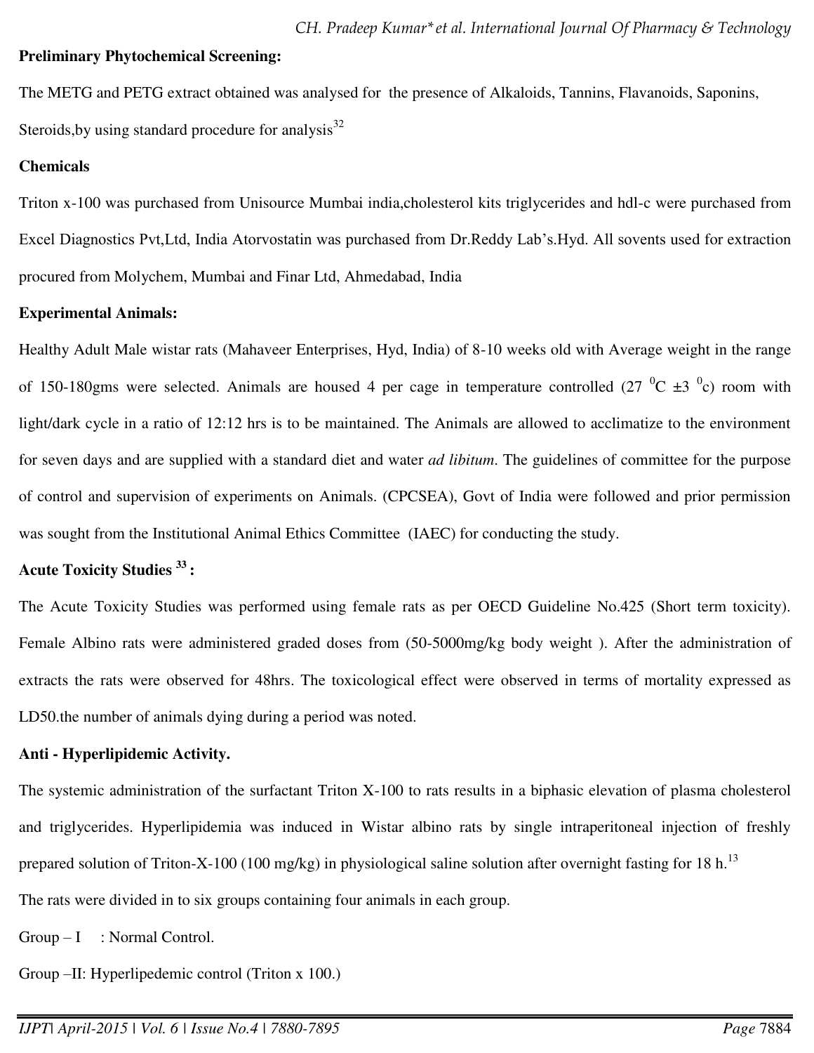**Preliminary Phytochemical Screening:**

The METG and PETG extract obtained was analysed for  the presence of Alkaloids, Tannins, Flavanoids, Saponins, Steroids,by using standard procedure for analysis[32]

**Chemicals**

Triton x-100 was purchased from Unisource Mumbai india,cholesterol kits triglycerides and hdl-c were purchased from Excel Diagnostics Pvt,Ltd, India Atorvostatin was purchased from Dr.Reddy Lab's.Hyd. All sovents used for extraction procured from Molychem, Mumbai and Finar Ltd, Ahmedabad, India

**Experimental Animals:**

Healthy Adult Male wistar rats (Mahaveer Enterprises, Hyd, India) of 8-10 weeks old with Average weight in the range of 150-180gms were selected. Animals are housed 4 per cage in temperature controlled (27 $^0$C ±3 $^0$c) room with light/dark cycle in a ratio of 12:12 hrs is to be maintained. The Animals are allowed to acclimatize to the environment for seven days and are supplied with a standard diet and water *ad libitum*. The guidelines of committee for the purpose of control and supervision of experiments on Animals. (CPCSEA), Govt of India were followed and prior permission was sought from the Institutional Animal Ethics Committee  (IAEC) for conducting the study.

**Acute Toxicity Studies [33] :**

The Acute Toxicity Studies was performed using female rats as per OECD Guideline No.425 (Short term toxicity). Female Albino rats were administered graded doses from (50-5000mg/kg body weight ). After the administration of extracts the rats were observed for 48hrs. The toxicological effect were observed in terms of mortality expressed as LD50.the number of animals dying during a period was noted.

**Anti - Hyperlipidemic Activity.**

The systemic administration of the surfactant Triton X-100 to rats results in a biphasic elevation of plasma cholesterol and triglycerides. Hyperlipidemia was induced in Wistar albino rats by single intraperitoneal injection of freshly prepared solution of Triton-X-100 (100 mg/kg) in physiological saline solution after overnight fasting for 18 h.[13]

The rats were divided in to six groups containing four animals in each group.

Group – I     : Normal Control.

Group –II: Hyperlipedemic control (Triton x 100.)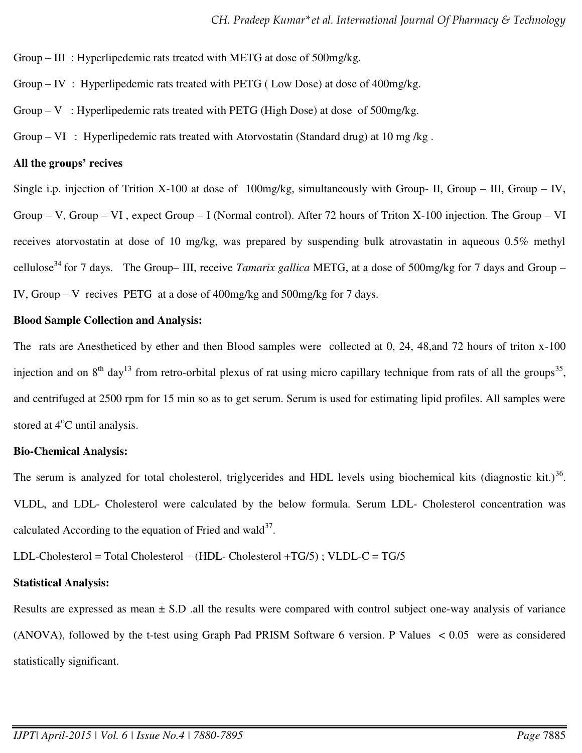Group – III : Hyperlipedemic rats treated with METG at dose of 500mg/kg.

Group – IV : Hyperlipedemic rats treated with PETG ( Low Dose) at dose of 400mg/kg.

Group – V : Hyperlipedemic rats treated with PETG (High Dose) at dose of 500mg/kg.

Group – VI : Hyperlipedemic rats treated with Atorvostatin (Standard drug) at 10 mg /kg .

**All the groups' recives**

Single i.p. injection of Trition X-100 at dose of 100mg/kg, simultaneously with Group- II, Group – III, Group – IV, Group – V, Group – VI , expect Group – I (Normal control). After 72 hours of Triton X-100 injection. The Group – VI receives atorvostatin at dose of 10 mg/kg, was prepared by suspending bulk atrovastatin in aqueous 0.5% methyl cellulose[34] for 7 days. The Group– III, receive *Tamarix gallica* METG, at a dose of 500mg/kg for 7 days and Group – IV, Group – V recives PETG at a dose of 400mg/kg and 500mg/kg for 7 days.

**Blood Sample Collection and Analysis:**

The rats are Anestheticed by ether and then Blood samples were collected at 0, 24, 48,and 72 hours of triton x-100 injection and on 8$^{th}$ day[13] from retro-orbital plexus of rat using micro capillary technique from rats of all the groups[35], and centrifuged at 2500 rpm for 15 min so as to get serum. Serum is used for estimating lipid profiles. All samples were stored at 4$^{o}$C until analysis.

**Bio-Chemical Analysis:**

The serum is analyzed for total cholesterol, triglycerides and HDL levels using biochemical kits (diagnostic kit.)[36]. VLDL, and LDL- Cholesterol were calculated by the below formula. Serum LDL- Cholesterol concentration was calculated According to the equation of Fried and wald[37].

LDL-Cholesterol = Total Cholesterol – (HDL- Cholesterol +TG/5) ; VLDL-C = TG/5

**Statistical Analysis:**

Results are expressed as mean ± S.D .all the results were compared with control subject one-way analysis of variance (ANOVA), followed by the t-test using Graph Pad PRISM Software 6 version. P Values $< 0.05$ were as considered statistically significant.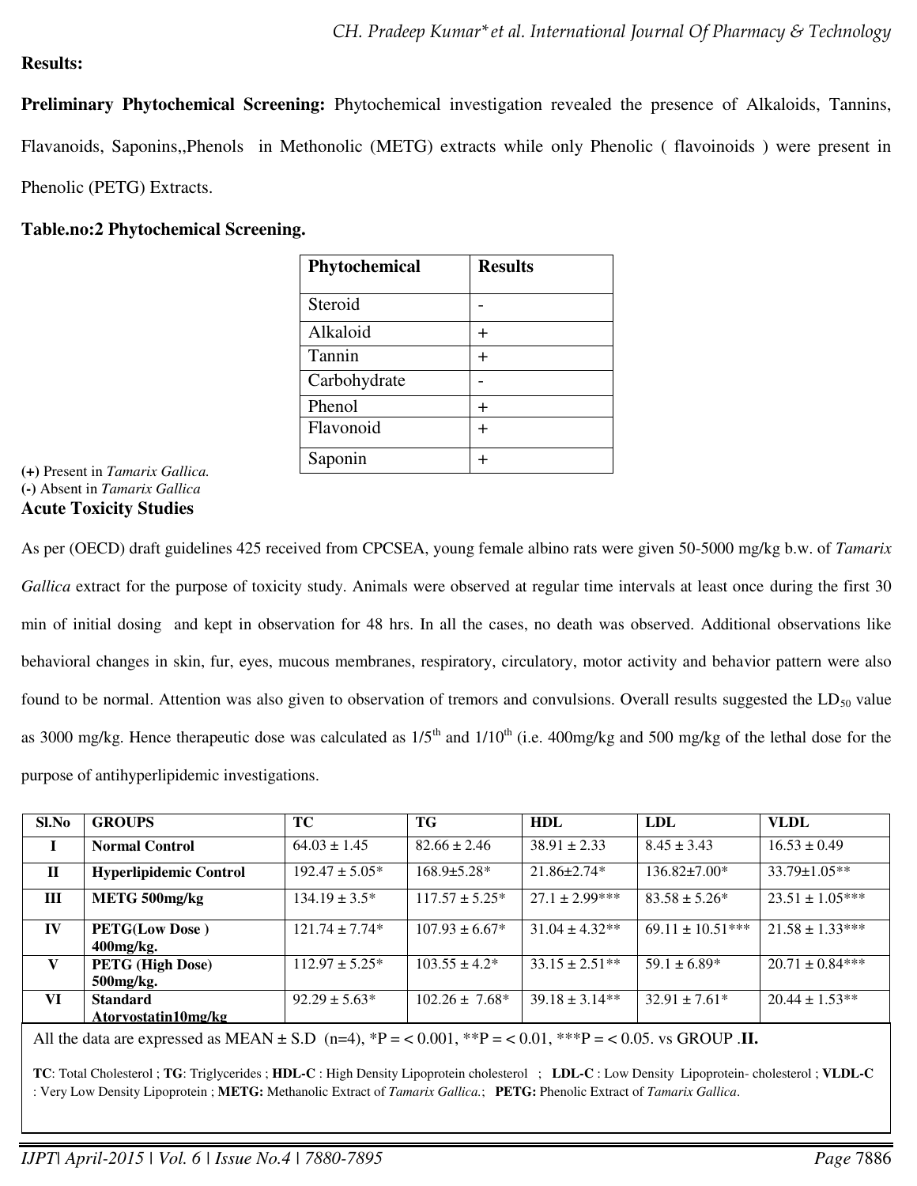**Results:**

**Preliminary Phytochemical Screening:** Phytochemical investigation revealed the presence of Alkaloids, Tannins, Flavanoids, Saponins,,Phenols in Methonolic (METG) extracts while only Phenolic ( flavoinoids ) were present in Phenolic (PETG) Extracts.

**Table.no:2 Phytochemical Screening.**

| Phytochemical | Results |
|---|---|
| Steroid | - |
| Alkaloid | + |
| Tannin | + |
| Carbohydrate | - |
| Phenol | + |
| Flavonoid | + |
| Saponin | + |

**(+)** Present in *Tamarix Gallica.*
**(-)** Absent in *Tamarix Gallica*

**Acute Toxicity Studies**

As per (OECD) draft guidelines 425 received from CPCSEA, young female albino rats were given 50-5000 mg/kg b.w. of *Tamarix Gallica* extract for the purpose of toxicity study. Animals were observed at regular time intervals at least once during the first 30 min of initial dosing and kept in observation for 48 hrs. In all the cases, no death was observed. Additional observations like behavioral changes in skin, fur, eyes, mucous membranes, respiratory, circulatory, motor activity and behavior pattern were also found to be normal. Attention was also given to observation of tremors and convulsions. Overall results suggested the $LD_{50}$ value as 3000 mg/kg. Hence therapeutic dose was calculated as 1/5$^{th}$ and 1/10$^{th}$ (i.e. 400mg/kg and 500 mg/kg of the lethal dose for the purpose of antihyperlipidemic investigations.

| Sl.No | GROUPS | TC | TG | HDL | LDL | VLDL |
|---|---|---|---|---|---|---|
| I | **Normal Control** | 64.03 ± 1.45 | 82.66 ± 2.46 | 38.91 ± 2.33 | 8.45 ± 3.43 | 16.53 ± 0.49 |
| II | **Hyperlipidemic Control** | 192.47 ± 5.05* | 168.9±5.28* | 21.86±2.74* | 136.82±7.00* | 33.79±1.05** |
| III | **METG 500mg/kg** | 134.19 ± 3.5* | 117.57 ± 5.25* | 27.1 ± 2.99*** | 83.58 ± 5.26* | 23.51 ± 1.05*** |
| IV | **PETG(Low Dose ) 400mg/kg.** | 121.74 ± 7.74* | 107.93 ± 6.67* | 31.04 ± 4.32** | 69.11 ± 10.51*** | 21.58 ± 1.33*** |
| V | **PETG (High Dose) 500mg/kg.** | 112.97 ± 5.25* | 103.55 ± 4.2* | 33.15 ± 2.51** | 59.1 ± 6.89* | 20.71 ± 0.84*** |
| VI | **Standard Atorvostatin10mg/kg** | 92.29 ± 5.63* | 102.26 ± 7.68* | 39.18 ± 3.14** | 32.91 ± 7.61* | 20.44 ± 1.53** |

All the data are expressed as MEAN ± S.D (n=4), *P = < 0.001, **P = < 0.01, ***P = < 0.05. vs GROUP .**II.**

**TC**: Total Cholesterol ; **TG**: Triglycerides ; **HDL-C** : High Density Lipoprotein cholesterol ; **LDL-C** : Low Density Lipoprotein- cholesterol ; **VLDL-C** : Very Low Density Lipoprotein ; **METG:** Methanolic Extract of *Tamarix Gallica.*; **PETG:** Phenolic Extract of *Tamarix Gallica*.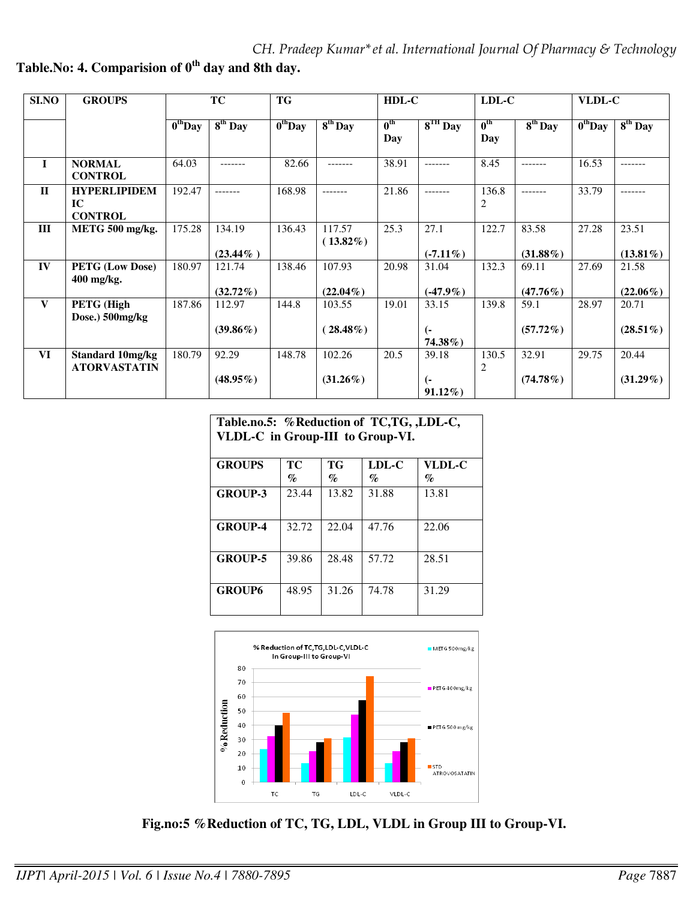**Table.No: 4. Comparision of $0^{th}$ day and 8th day.**

| Sl.NO | GROUPS | TC | | TG | | HDL-C | | LDL-C | | VLDL-C | |
|---|---|---|---|---|---|---|---|---|---|---|---|
| | | $0^{th}$Day | $8^{th}$ Day | $0^{th}$Day | $8^{th}$ Day | $0^{th}$ Day | $8^{TH}$ Day | $0^{th}$ Day | $8^{th}$ Day | $0^{th}$Day | $8^{th}$ Day |
| I | NORMAL CONTROL | 64.03 | ------- | 82.66 | ------- | 38.91 | ------- | 8.45 | ------- | 16.53 | ------- |
| II | HYPERLIPIDEMIC CONTROL | 192.47 | ------- | 168.98 | ------- | 21.86 | ------- | 136.82 | ------- | 33.79 | ------- |
| III | METG 500 mg/kg. | 175.28 | 134.19 **(23.44% )** | 136.43 | 117.57 **( 13.82%)** | 25.3 | 27.1 **(-7.11%)** | 122.7 | 83.58 **(31.88%)** | 27.28 | 23.51 **(13.81%)** |
| IV | PETG (Low Dose) 400 mg/kg. | 180.97 | 121.74 **(32.72%)** | 138.46 | 107.93 **(22.04%)** | 20.98 | 31.04 **(-47.9%)** | 132.3 | 69.11 **(47.76%)** | 27.69 | 21.58 **(22.06%)** |
| V | PETG (High Dose.) 500mg/kg | 187.86 | 112.97 **(39.86%)** | 144.8 | 103.55 **( 28.48%)** | 19.01 | 33.15 **(-74.38%)** | 139.8 | 59.1 **(57.72%)** | 28.97 | 20.71 **(28.51%)** |
| VI | Standard 10mg/kg ATORVASTATIN | 180.79 | 92.29 **(48.95%)** | 148.78 | 102.26 **(31.26%)** | 20.5 | 39.18 **(-91.12%)** | 130.52 | 32.91 **(74.78%)** | 29.75 | 20.44 **(31.29%)** |

**Table.no.5: %Reduction of TC,TG, ,LDL-C, VLDL-C in Group-III to Group-VI.**

| GROUPS | TC % | TG % | LDL-C % | VLDL-C % |
|---|---|---|---|---|
| GROUP-3 | 23.44 | 13.82 | 31.88 | 13.81 |
| GROUP-4 | 32.72 | 22.04 | 47.76 | 22.06 |
| GROUP-5 | 39.86 | 28.48 | 57.72 | 28.51 |
| GROUP6 | 48.95 | 31.26 | 74.78 | 31.29 |

**Fig.no:5 %Reduction of TC, TG, LDL, VLDL in Group III to Group-VI.**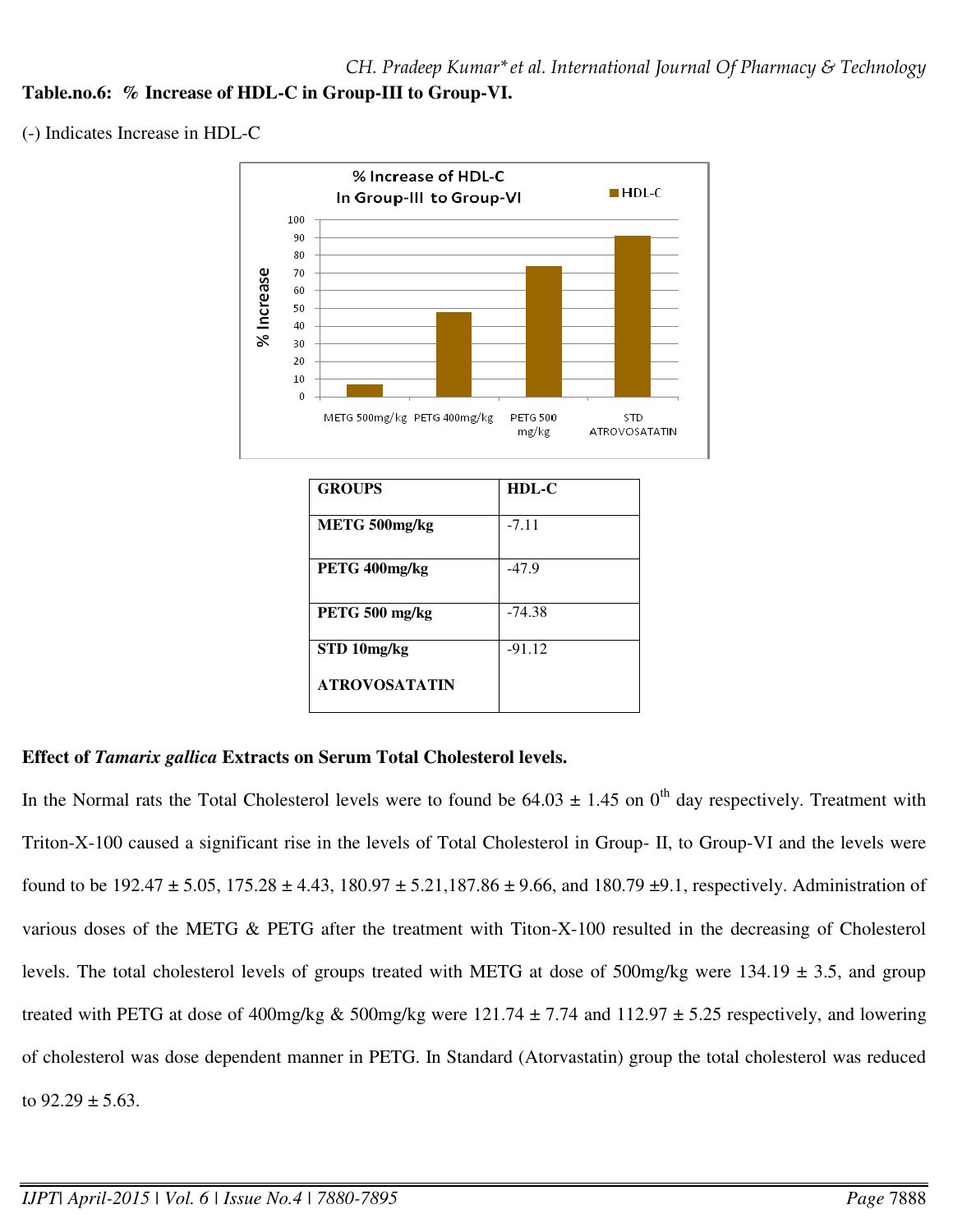**Table.no.6: % Increase of HDL-C in Group-III to Group-VI.**

(-) Indicates Increase in HDL-C

| GROUPS | HDL-C |
|---|---|
| METG 500mg/kg | -7.11 |
| PETG 400mg/kg | -47.9 |
| PETG 500 mg/kg | -74.38 |
| STD 10mg/kg ATROVOSATATIN | -91.12 |

**Effect of *Tamarix gallica* Extracts on Serum Total Cholesterol levels.**

In the Normal rats the Total Cholesterol levels were to found be 64.03 ± 1.45 on 0$^{th}$ day respectively. Treatment with Triton-X-100 caused a significant rise in the levels of Total Cholesterol in Group- II, to Group-VI and the levels were found to be 192.47 ± 5.05, 175.28 ± 4.43, 180.97 ± 5.21,187.86 ± 9.66, and 180.79 ±9.1, respectively. Administration of various doses of the METG & PETG after the treatment with Titon-X-100 resulted in the decreasing of Cholesterol levels. The total cholesterol levels of groups treated with METG at dose of 500mg/kg were 134.19 ± 3.5, and group treated with PETG at dose of 400mg/kg & 500mg/kg were 121.74 ± 7.74 and 112.97 ± 5.25 respectively, and lowering of cholesterol was dose dependent manner in PETG. In Standard (Atorvastatin) group the total cholesterol was reduced to 92.29 ± 5.63.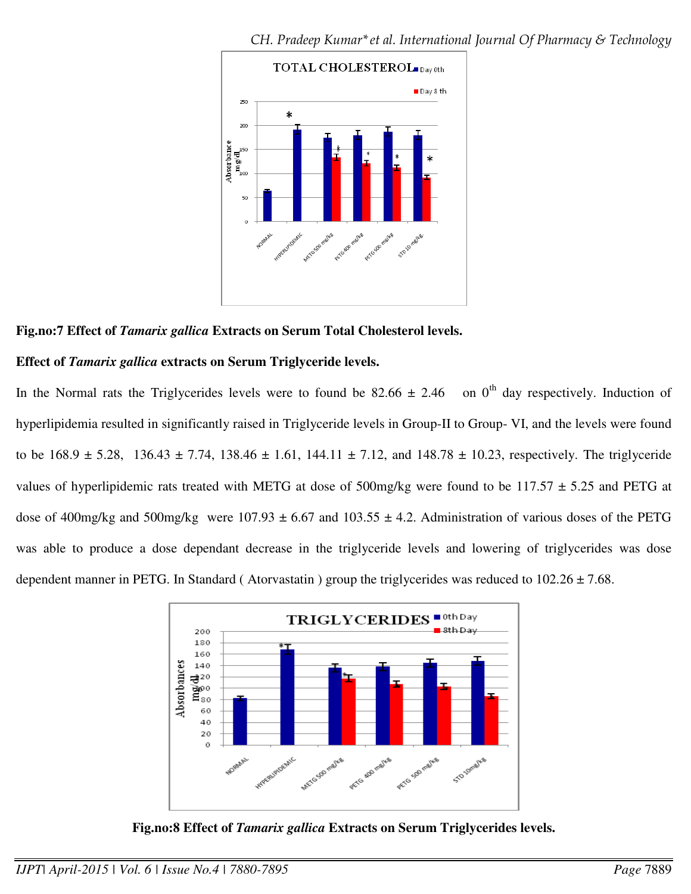**Fig.no:7 Effect of *Tamarix gallica* Extracts on Serum Total Cholesterol levels.**

**Effect of *Tamarix gallica* extracts on Serum Triglyceride levels.**

In the Normal rats the Triglycerides levels were to found be 82.66 ± 2.46 on $0^{th}$ day respectively. Induction of hyperlipidemia resulted in significantly raised in Triglyceride levels in Group-II to Group- VI, and the levels were found to be 168.9 ± 5.28, 136.43 ± 7.74, 138.46 ± 1.61, 144.11 ± 7.12, and 148.78 ± 10.23, respectively. The triglyceride values of hyperlipidemic rats treated with METG at dose of 500mg/kg were found to be 117.57 ± 5.25 and PETG at dose of 400mg/kg and 500mg/kg were 107.93 ± 6.67 and 103.55 ± 4.2. Administration of various doses of the PETG was able to produce a dose dependant decrease in the triglyceride levels and lowering of triglycerides was dose dependent manner in PETG. In Standard ( Atorvastatin ) group the triglycerides was reduced to 102.26 ± 7.68.

**Fig.no:8 Effect of *Tamarix gallica* Extracts on Serum Triglycerides levels.**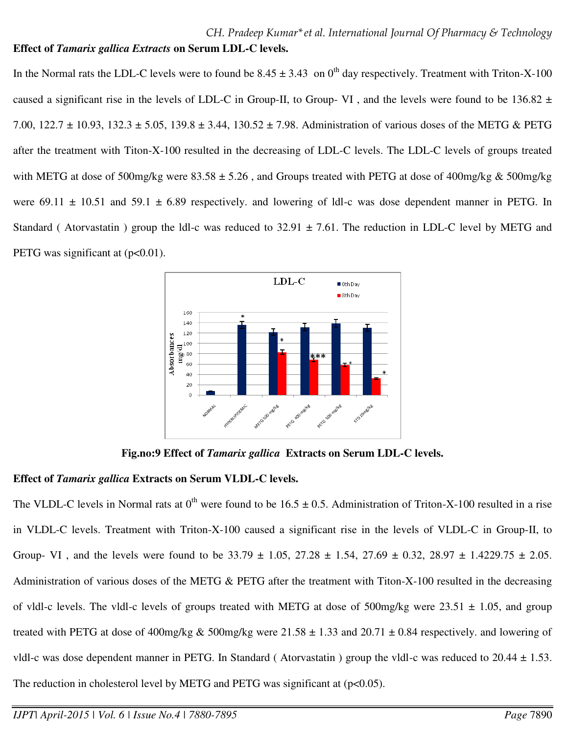**Effect of *Tamarix gallica Extracts* on Serum LDL-C levels.**

In the Normal rats the LDL-C levels were to found be 8.45 ± 3.43 on 0[th] day respectively. Treatment with Triton-X-100 caused a significant rise in the levels of LDL-C in Group-II, to Group- VI , and the levels were found to be 136.82 ± 7.00, 122.7 ± 10.93, 132.3 ± 5.05, 139.8 ± 3.44, 130.52 ± 7.98. Administration of various doses of the METG & PETG after the treatment with Titon-X-100 resulted in the decreasing of LDL-C levels. The LDL-C levels of groups treated with METG at dose of 500mg/kg were 83.58 ± 5.26 , and Groups treated with PETG at dose of 400mg/kg & 500mg/kg were 69.11 ± 10.51 and 59.1 ± 6.89 respectively. and lowering of ldl-c was dose dependent manner in PETG. In Standard ( Atorvastatin ) group the ldl-c was reduced to 32.91 ± 7.61. The reduction in LDL-C level by METG and PETG was significant at ($p<0.01$).

**Fig.no:9 Effect of *Tamarix gallica* Extracts on Serum LDL-C levels.**

**Effect of *Tamarix gallica* Extracts on Serum VLDL-C levels.**

The VLDL-C levels in Normal rats at 0[th] were found to be 16.5 ± 0.5. Administration of Triton-X-100 resulted in a rise in VLDL-C levels. Treatment with Triton-X-100 caused a significant rise in the levels of VLDL-C in Group-II, to Group- VI , and the levels were found to be 33.79 ± 1.05, 27.28 ± 1.54, 27.69 ± 0.32, 28.97 ± 1.4229.75 ± 2.05. Administration of various doses of the METG & PETG after the treatment with Titon-X-100 resulted in the decreasing of vldl-c levels. The vldl-c levels of groups treated with METG at dose of 500mg/kg were 23.51 ± 1.05, and group treated with PETG at dose of 400mg/kg & 500mg/kg were 21.58 ± 1.33 and 20.71 ± 0.84 respectively. and lowering of vldl-c was dose dependent manner in PETG. In Standard ( Atorvastatin ) group the vldl-c was reduced to 20.44 ± 1.53. The reduction in cholesterol level by METG and PETG was significant at ($p<0.05$).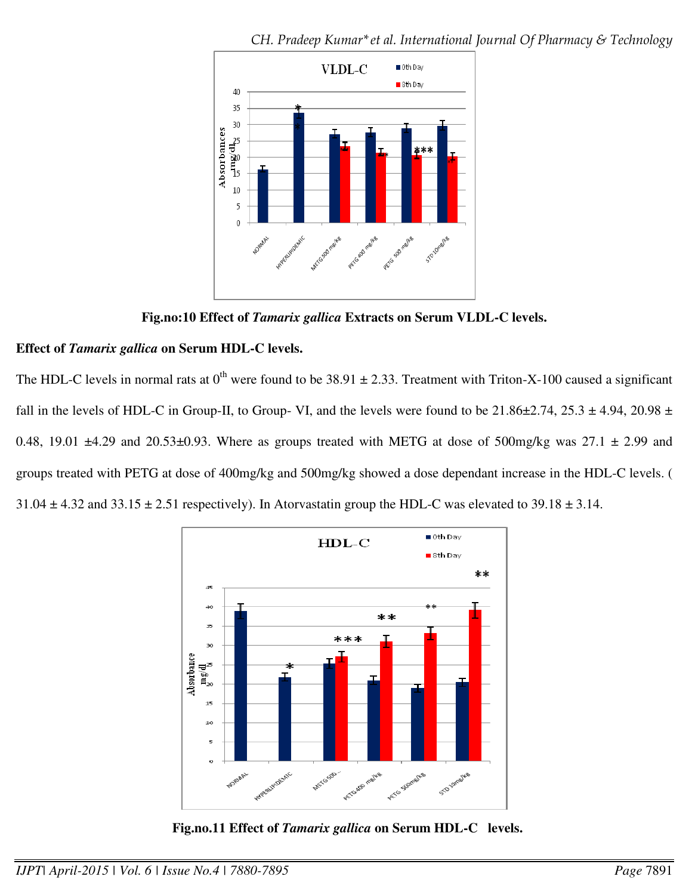Fig.no:10 Effect of *Tamarix gallica* Extracts on Serum VLDL-C levels.

**Effect of *Tamarix gallica* on Serum HDL-C levels.**

The HDL-C levels in normal rats at $0^{th}$ were found to be 38.91 ± 2.33. Treatment with Triton-X-100 caused a significant fall in the levels of HDL-C in Group-II, to Group- VI, and the levels were found to be 21.86±2.74, 25.3 ± 4.94, 20.98 ± 0.48, 19.01 ±4.29 and 20.53±0.93. Where as groups treated with METG at dose of 500mg/kg was 27.1 ± 2.99 and groups treated with PETG at dose of 400mg/kg and 500mg/kg showed a dose dependant increase in the HDL-C levels. ( 31.04 ± 4.32 and 33.15 ± 2.51 respectively). In Atorvastatin group the HDL-C was elevated to 39.18 ± 3.14.

**Fig.no.11 Effect of *Tamarix gallica* on Serum HDL-C levels.**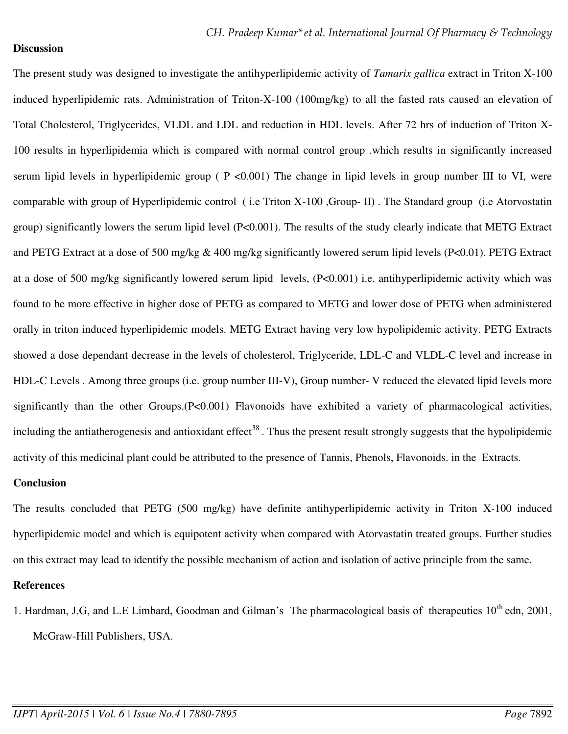**Discussion**

The present study was designed to investigate the antihyperlipidemic activity of *Tamarix gallica* extract in Triton X-100 induced hyperlipidemic rats. Administration of Triton-X-100 (100mg/kg) to all the fasted rats caused an elevation of Total Cholesterol, Triglycerides, VLDL and LDL and reduction in HDL levels. After 72 hrs of induction of Triton X-100 results in hyperlipidemia which is compared with normal control group .which results in significantly increased serum lipid levels in hyperlipidemic group ( P <0.001) The change in lipid levels in group number III to VI, were comparable with group of Hyperlipidemic control ( i.e Triton X-100 ,Group- II) . The Standard group (i.e Atorvostatin group) significantly lowers the serum lipid level (P<0.001). The results of the study clearly indicate that METG Extract and PETG Extract at a dose of 500 mg/kg & 400 mg/kg significantly lowered serum lipid levels (P<0.01). PETG Extract at a dose of 500 mg/kg significantly lowered serum lipid levels, (P<0.001) i.e. antihyperlipidemic activity which was found to be more effective in higher dose of PETG as compared to METG and lower dose of PETG when administered orally in triton induced hyperlipidemic models. METG Extract having very low hypolipidemic activity. PETG Extracts showed a dose dependant decrease in the levels of cholesterol, Triglyceride, LDL-C and VLDL-C level and increase in HDL-C Levels . Among three groups (i.e. group number III-V), Group number- V reduced the elevated lipid levels more significantly than the other Groups.(P<0.001) Flavonoids have exhibited a variety of pharmacological activities, including the antiatherogenesis and antioxidant effect[38] . Thus the present result strongly suggests that the hypolipidemic activity of this medicinal plant could be attributed to the presence of Tannis, Phenols, Flavonoids. in the Extracts.

**Conclusion**

The results concluded that PETG (500 mg/kg) have definite antihyperlipidemic activity in Triton X-100 induced hyperlipidemic model and which is equipotent activity when compared with Atorvastatin treated groups. Further studies on this extract may lead to identify the possible mechanism of action and isolation of active principle from the same.

**References**

1. Hardman, J.G, and L.E Limbard, Goodman and Gilman's The pharmacological basis of therapeutics 10th edn, 2001, McGraw-Hill Publishers, USA.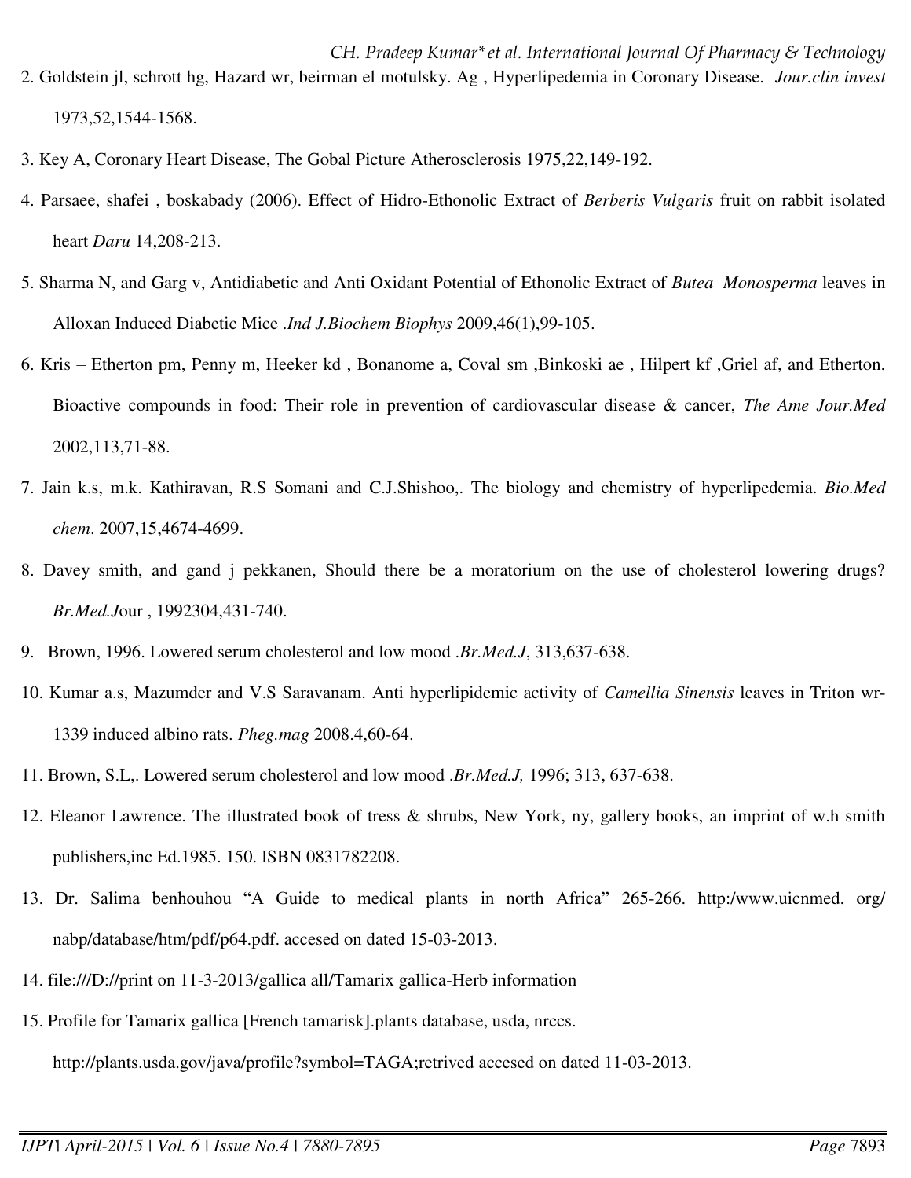2. Goldstein jl, schrott hg, Hazard wr, beirman el motulsky. Ag , Hyperlipedemia in Coronary Disease. *Jour.clin invest* 1973,52,1544-1568.

3. Key A, Coronary Heart Disease, The Gobal Picture Atherosclerosis 1975,22,149-192.

4. Parsaee, shafei , boskabady (2006). Effect of Hidro-Ethonolic Extract of *Berberis Vulgaris* fruit on rabbit isolated heart *Daru* 14,208-213.

5. Sharma N, and Garg v, Antidiabetic and Anti Oxidant Potential of Ethonolic Extract of *Butea Monosperma* leaves in Alloxan Induced Diabetic Mice .*Ind J.Biochem Biophys* 2009,46(1),99-105.

6. Kris – Etherton pm, Penny m, Heeker kd , Bonanome a, Coval sm ,Binkoski ae , Hilpert kf ,Griel af, and Etherton. Bioactive compounds in food: Their role in prevention of cardiovascular disease & cancer, *The Ame Jour.Med* 2002,113,71-88.

7. Jain k.s, m.k. Kathiravan, R.S Somani and C.J.Shishoo,. The biology and chemistry of hyperlipedemia. *Bio.Med chem*. 2007,15,4674-4699.

8. Davey smith, and gand j pekkanen, Should there be a moratorium on the use of cholesterol lowering drugs? *Br.Med.J*our , 1992304,431-740.

9. Brown, 1996. Lowered serum cholesterol and low mood .*Br.Med.J*, 313,637-638.

10. Kumar a.s, Mazumder and V.S Saravanam. Anti hyperlipidemic activity of *Camellia Sinensis* leaves in Triton wr-1339 induced albino rats. *Pheg.mag* 2008.4,60-64.

11. Brown, S.L,. Lowered serum cholesterol and low mood .*Br.Med.J,* 1996; 313, 637-638.

12. Eleanor Lawrence. The illustrated book of tress & shrubs, New York, ny, gallery books, an imprint of w.h smith publishers,inc Ed.1985. 150. ISBN 0831782208.

13. Dr. Salima benhouhou "A Guide to medical plants in north Africa" 265-266. http:/www.uicnmed. org/ nabp/database/htm/pdf/p64.pdf. accesed on dated 15-03-2013.

14. file:///D://print on 11-3-2013/gallica all/Tamarix gallica-Herb information

15. Profile for Tamarix gallica [French tamarisk].plants database, usda, nrccs. http://plants.usda.gov/java/profile?symbol=TAGA;retrived accesed on dated 11-03-2013.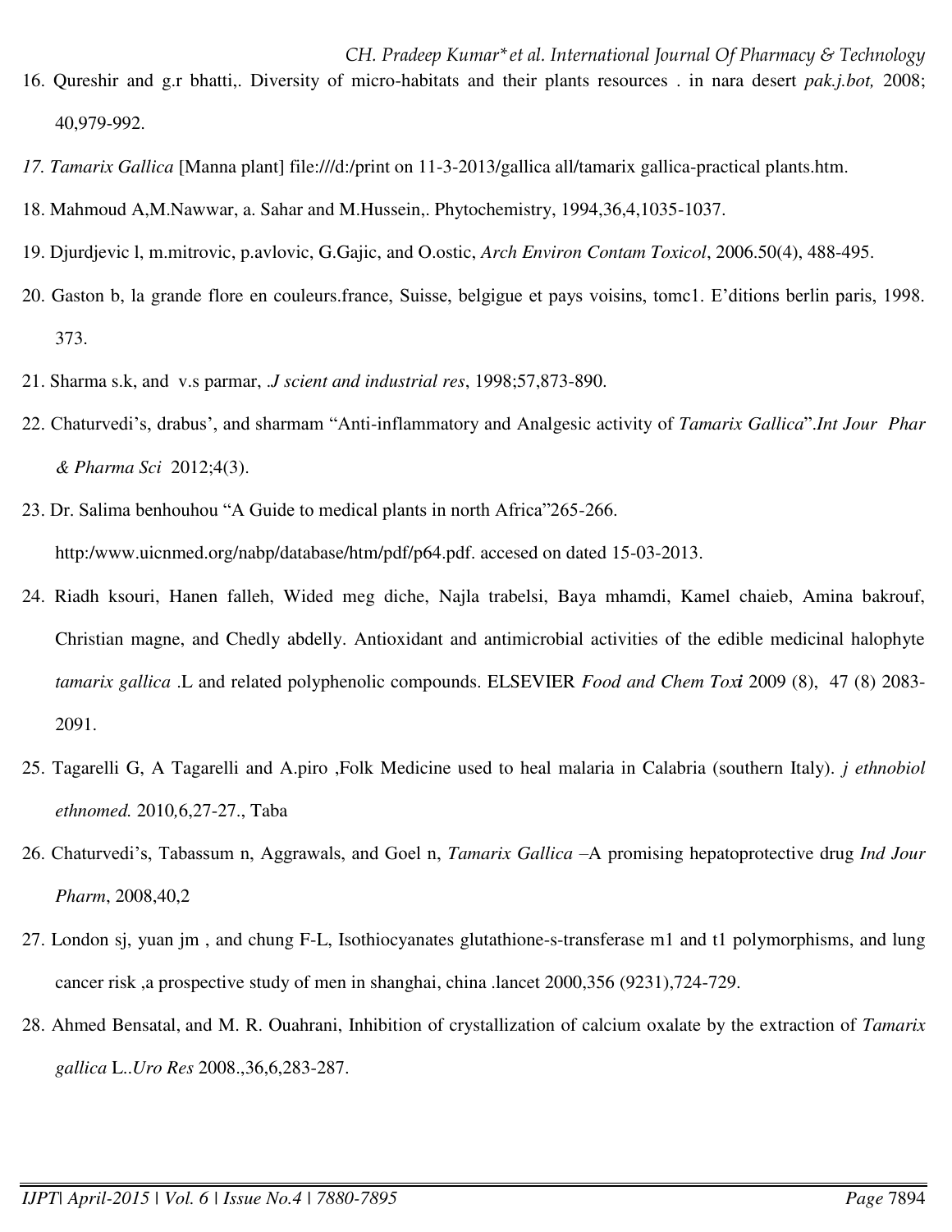16. Qureshir and g.r bhatti,. Diversity of micro-habitats and their plants resources . in nara desert *pak.j.bot,* 2008; 40,979-992.

17. *Tamarix Gallica* [Manna plant] file:///d:/print on 11-3-2013/gallica all/tamarix gallica-practical plants.htm.

18. Mahmoud A,M.Nawwar, a. Sahar and M.Hussein,. Phytochemistry, 1994,36,4,1035-1037.

19. Djurdjevic l, m.mitrovic, p.avlovic, G.Gajic, and O.ostic, *Arch Environ Contam Toxicol*, 2006.50(4), 488-495.

20. Gaston b, la grande flore en couleurs.france, Suisse, belgigue et pays voisins, tomc1. E'ditions berlin paris, 1998. 373.

21. Sharma s.k, and v.s parmar, *.J scient and industrial res*, 1998;57,873-890.

22. Chaturvedi's, drabus', and sharmam "Anti-inflammatory and Analgesic activity of *Tamarix Gallica*".*Int Jour Phar & Pharma Sci* 2012;4(3).

23. Dr. Salima benhouhou "A Guide to medical plants in north Africa"265-266. http:/www.uicnmed.org/nabp/database/htm/pdf/p64.pdf. accesed on dated 15-03-2013.

24. Riadh ksouri, Hanen falleh, Wided meg diche, Najla trabelsi, Baya mhamdi, Kamel chaieb, Amina bakrouf, Christian magne, and Chedly abdelly. Antioxidant and antimicrobial activities of the edible medicinal halophyte *tamarix gallica* .L and related polyphenolic compounds. ELSEVIER *Food and Chem Toxi* 2009 (8), 47 (8) 2083-2091.

25. Tagarelli G, A Tagarelli and A.piro ,Folk Medicine used to heal malaria in Calabria (southern Italy). *j ethnobiol ethnomed.* 2010,6,27-27., Taba

26. Chaturvedi's, Tabassum n, Aggrawals, and Goel n, *Tamarix Gallica* –A promising hepatoprotective drug *Ind Jour Pharm*, 2008,40,2

27. London sj, yuan jm , and chung F-L, Isothiocyanates glutathione-s-transferase m1 and t1 polymorphisms, and lung cancer risk ,a prospective study of men in shanghai, china .lancet 2000,356 (9231),724-729.

28. Ahmed Bensatal, and M. R. Ouahrani, Inhibition of crystallization of calcium oxalate by the extraction of *Tamarix gallica* L..*Uro Res* 2008.,36,6,283-287.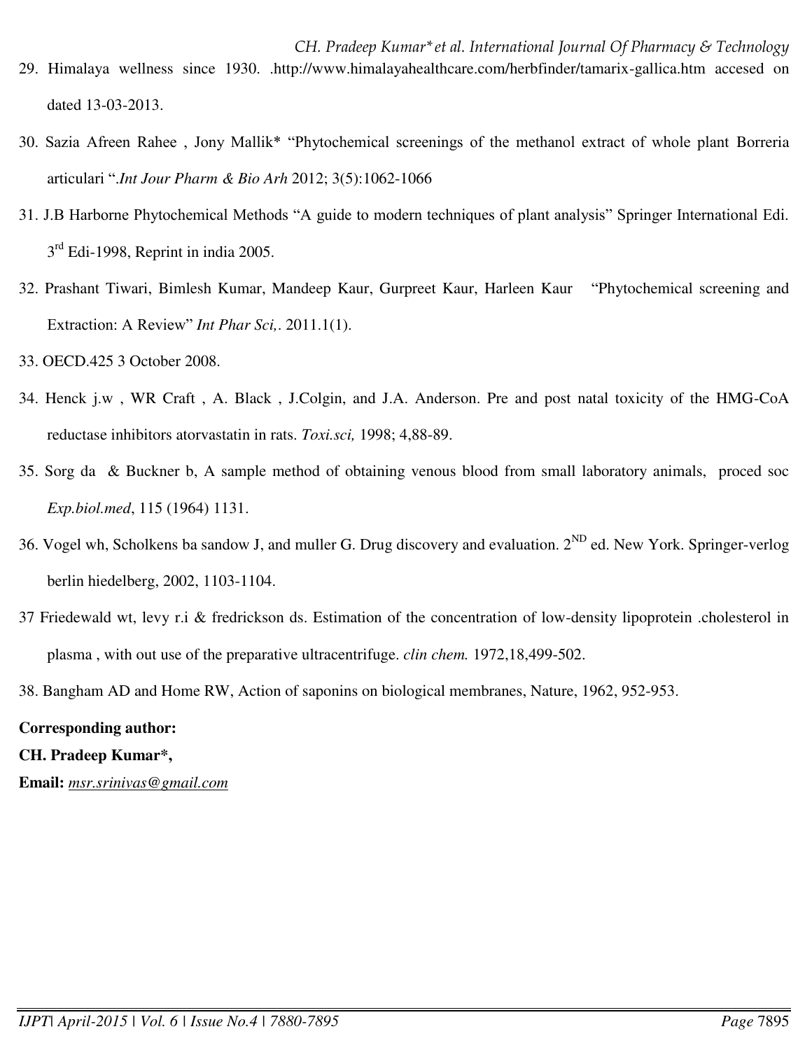29. Himalaya wellness since 1930. .http://www.himalayahealthcare.com/herbfinder/tamarix-gallica.htm accesed on dated 13-03-2013.
30. Sazia Afreen Rahee , Jony Mallik* “Phytochemical screenings of the methanol extract of whole plant Borreria articulari “.*Int Jour Pharm & Bio Arh* 2012; 3(5):1062-1066
31. J.B Harborne Phytochemical Methods “A guide to modern techniques of plant analysis” Springer International Edi. 3rd Edi-1998, Reprint in india 2005.
32. Prashant Tiwari, Bimlesh Kumar, Mandeep Kaur, Gurpreet Kaur, Harleen Kaur “Phytochemical screening and Extraction: A Review” *Int Phar Sci,*. 2011.1(1).
33. OECD.425 3 October 2008.
34. Henck j.w , WR Craft , A. Black , J.Colgin, and J.A. Anderson. Pre and post natal toxicity of the HMG-CoA reductase inhibitors atorvastatin in rats. *Toxi.sci,* 1998; 4,88-89.
35. Sorg da & Buckner b, A sample method of obtaining venous blood from small laboratory animals, proced soc *Exp.biol.med*, 115 (1964) 1131.
36. Vogel wh, Scholkens ba sandow J, and muller G. Drug discovery and evaluation. 2ND ed. New York. Springer-verlog berlin hiedelberg, 2002, 1103-1104.
37 Friedewald wt, levy r.i & fredrickson ds. Estimation of the concentration of low-density lipoprotein .cholesterol in plasma , with out use of the preparative ultracentrifuge. *clin chem.* 1972,18,499-502.
38. Bangham AD and Home RW, Action of saponins on biological membranes, Nature, 1962, 952-953.

**Corresponding author:**

**CH. Pradeep Kumar*,**

**Email:** msr.srinivas@gmail.com